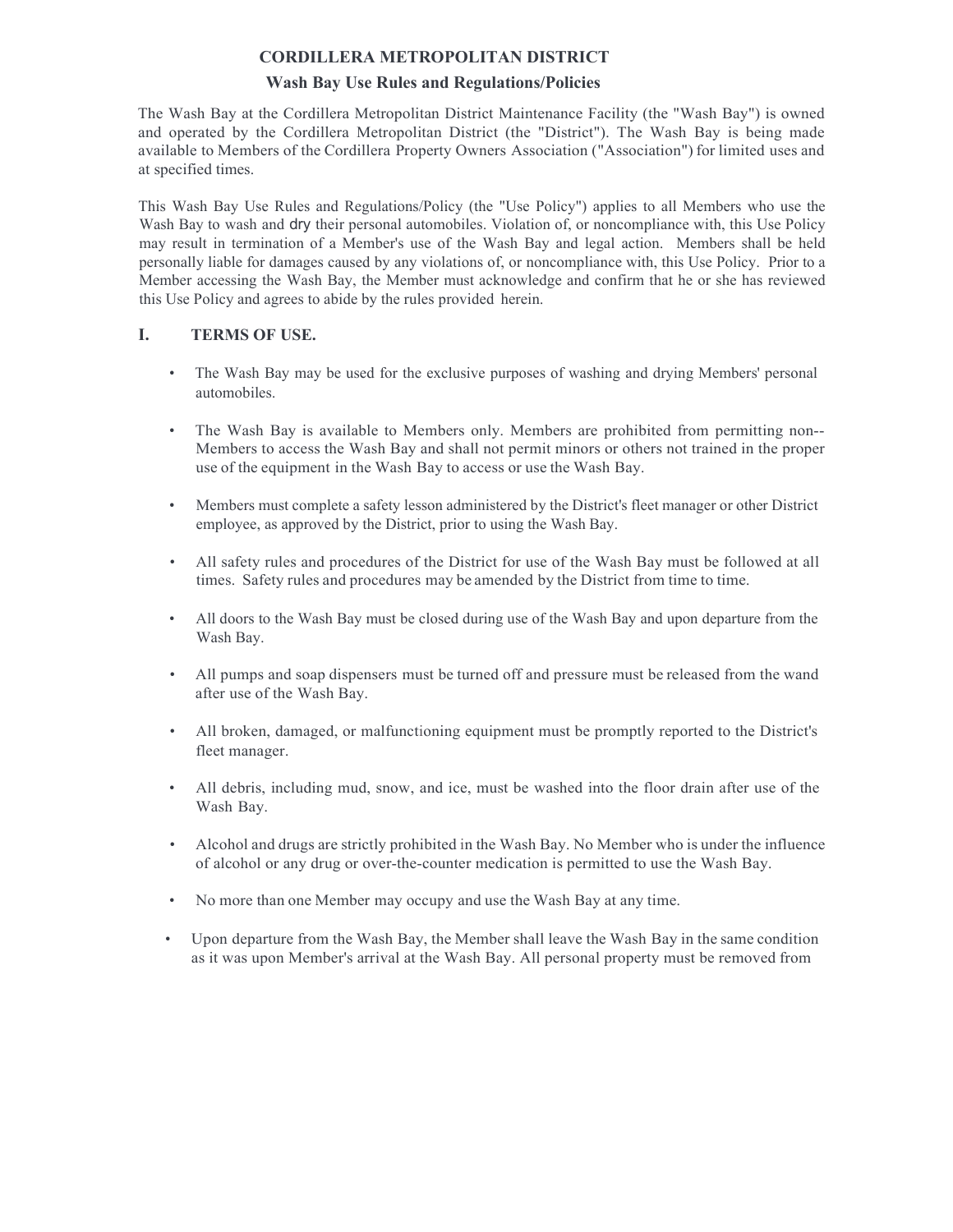# CORDILLERA METROPOLITAN DISTRICT

## Wash Bay Use Rules and Regulations/Policies

The Wash Bay at the Cordillera Metropolitan District Maintenance Facility (the "Wash Bay") is owned and operated by the Cordillera Metropolitan District (the "District"). The Wash Bay is being made available to Members of the Cordillera Property Owners Association ("Association") for limited uses and at specified times.

This Wash Bay Use Rules and Regulations/Policy (the "Use Policy") applies to all Members who use the Wash Bay to wash and dry their personal automobiles. Violation of, or noncompliance with, this Use Policy may result in termination of a Member's use of the Wash Bay and legal action. Members shall be held personally liable for damages caused by any violations of, or noncompliance with, this Use Policy. Prior to a Member accessing the Wash Bay, the Member must acknowledge and confirm that he or she has reviewed this Use Policy and agrees to abide by the rules provided herein.

## I. TERMS OF USE.

- The Wash Bay may be used for the exclusive purposes of washing and drying Members' personal automobiles.
- The Wash Bay is available to Members only. Members are prohibited from permitting non-- Members to access the Wash Bay and shall not permit minors or others not trained in the proper use of the equipment in the Wash Bay to access or use the Wash Bay.
- Members must complete a safety lesson administered by the District's fleet manager or other District employee, as approved by the District, prior to using the Wash Bay.
- All safety rules and procedures of the District for use of the Wash Bay must be followed at all times. Safety rules and procedures may be amended by the District from time to time.
- All doors to the Wash Bay must be closed during use of the Wash Bay and upon departure from the Wash Bay.
- All pumps and soap dispensers must be turned off and pressure must be released from the wand after use of the Wash Bay.
- All broken, damaged, or malfunctioning equipment must be promptly reported to the District's fleet manager.
- All debris, including mud, snow, and ice, must be washed into the floor drain after use of the Wash Bay.
- Alcohol and drugs are strictly prohibited in the Wash Bay. No Member who is under the influence of alcohol or any drug or over-the-counter medication is permitted to use the Wash Bay.
- No more than one Member may occupy and use the Wash Bay at any time.
- Upon departure from the Wash Bay, the Member shall leave the Wash Bay in the same condition as it was upon Member's arrival at the Wash Bay. All personal property must be removed from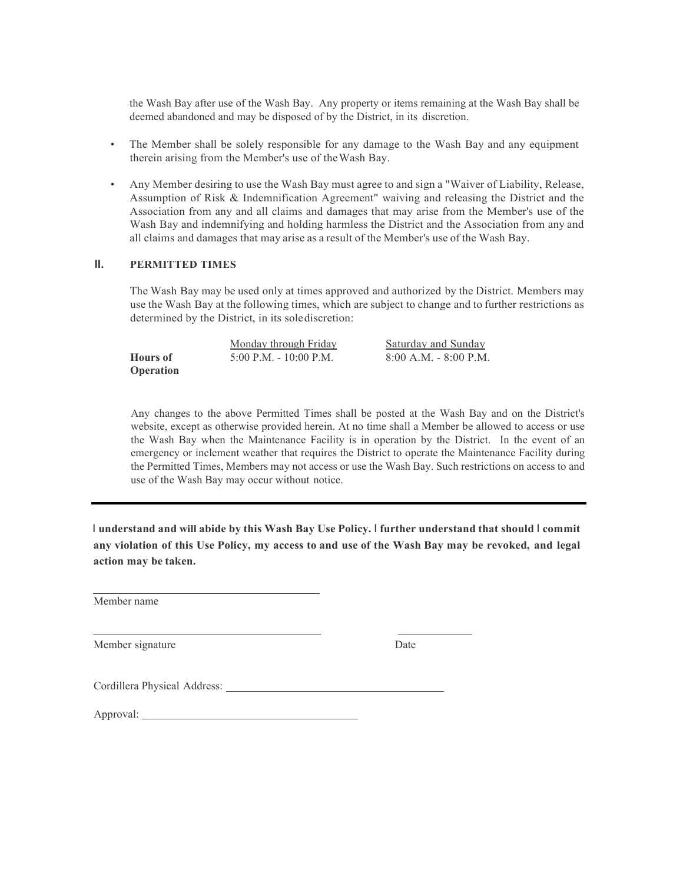the Wash Bay after use of the Wash Bay. Any property or items remaining at the Wash Bay shall be deemed abandoned and may be disposed of by the District, in its discretion.

- The Member shall be solely responsible for any damage to the Wash Bay and any equipment therein arising from the Member's use of the Wash Bay.
- Any Member desiring to use the Wash Bay must agree to and sign a "Waiver of Liability, Release, Assumption of Risk & Indemnification Agreement" waiving and releasing the District and the Association from any and all claims and damages that may arise from the Member's use of the Wash Bay and indemnifying and holding harmless the District and the Association from any and all claims and damages that may arise as a result of the Member's use of the Wash Bay.

## II. PERMITTED TIMES

The Wash Bay may be used only at times approved and authorized by the District. Members may use the Wash Bay at the following times, which are subject to change and to further restrictions as determined by the District, in its sole discretion:

| | Monday through Friday | Saturday and Sunday |
|---|---|---|
| **Hours of Operation** | 5:00 P.M. - 10:00 P.M. | 8:00 A.M. - 8:00 P.M. |

Any changes to the above Permitted Times shall be posted at the Wash Bay and on the District's website, except as otherwise provided herein. At no time shall a Member be allowed to access or use the Wash Bay when the Maintenance Facility is in operation by the District. In the event of an emergency or inclement weather that requires the District to operate the Maintenance Facility during the Permitted Times, Members may not access or use the Wash Bay. Such restrictions on access to and use of the Wash Bay may occur without notice.

---

**I understand and will abide by this Wash Bay Use Policy. I further understand that should I commit any violation of this Use Policy, my access to and use of the Wash Bay may be revoked, and legal action may be taken.**

\_\_\_\_\_\_\_\_\_\_\_\_\_\_\_\_\_\_\_\_\_\_\_\_\_\_\_\_\_\_\_\_\_\_\_\_\_\_
Member name

\_\_\_\_\_\_\_\_\_\_\_\_\_\_\_\_\_\_\_\_\_\_\_\_\_\_\_\_\_\_\_\_\_\_\_\_\_\_ \_\_\_\_\_\_\_\_\_\_\_\_
Member signature Date

Cordillera Physical Address: \_\_\_\_\_\_\_\_\_\_\_\_\_\_\_\_\_\_\_\_\_\_\_\_\_\_\_\_\_\_\_\_\_\_\_\_

Approval: \_\_\_\_\_\_\_\_\_\_\_\_\_\_\_\_\_\_\_\_\_\_\_\_\_\_\_\_\_\_\_\_\_\_\_\_